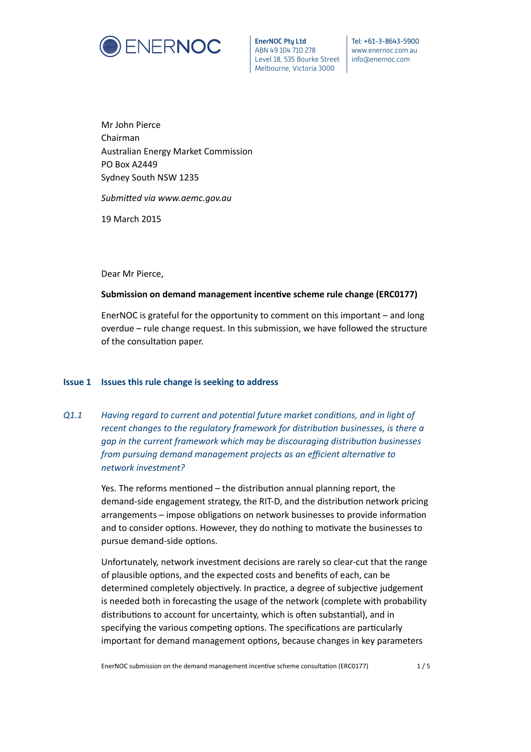ENERNOC

**EnerNOC Pty Ltd**
ABN 49 104 710 278
Level 18, 535 Bourke Street
Melbourne, Victoria 3000

Tel: +61-3-8643-5900
www.enernoc.com.au
info@enernoc.com

Mr John Pierce
Chairman
Australian Energy Market Commission
PO Box A2449
Sydney South NSW 1235

*Submitted via www.aemc.gov.au*

19 March 2015

Dear Mr Pierce,

**Submission on demand management incentive scheme rule change (ERC0177)**

EnerNOC is grateful for the opportunity to comment on this important – and long overdue – rule change request. In this submission, we have followed the structure of the consultation paper.

## Issue 1 Issues this rule change is seeking to address

*Q1.1 Having regard to current and potential future market conditions, and in light of recent changes to the regulatory framework for distribution businesses, is there a gap in the current framework which may be discouraging distribution businesses from pursuing demand management projects as an efficient alternative to network investment?*

Yes. The reforms mentioned – the distribution annual planning report, the demand-side engagement strategy, the RIT-D, and the distribution network pricing arrangements – impose obligations on network businesses to provide information and to consider options. However, they do nothing to motivate the businesses to pursue demand-side options.

Unfortunately, network investment decisions are rarely so clear-cut that the range of plausible options, and the expected costs and benefits of each, can be determined completely objectively. In practice, a degree of subjective judgement is needed both in forecasting the usage of the network (complete with probability distributions to account for uncertainty, which is often substantial), and in specifying the various competing options. The specifications are particularly important for demand management options, because changes in key parameters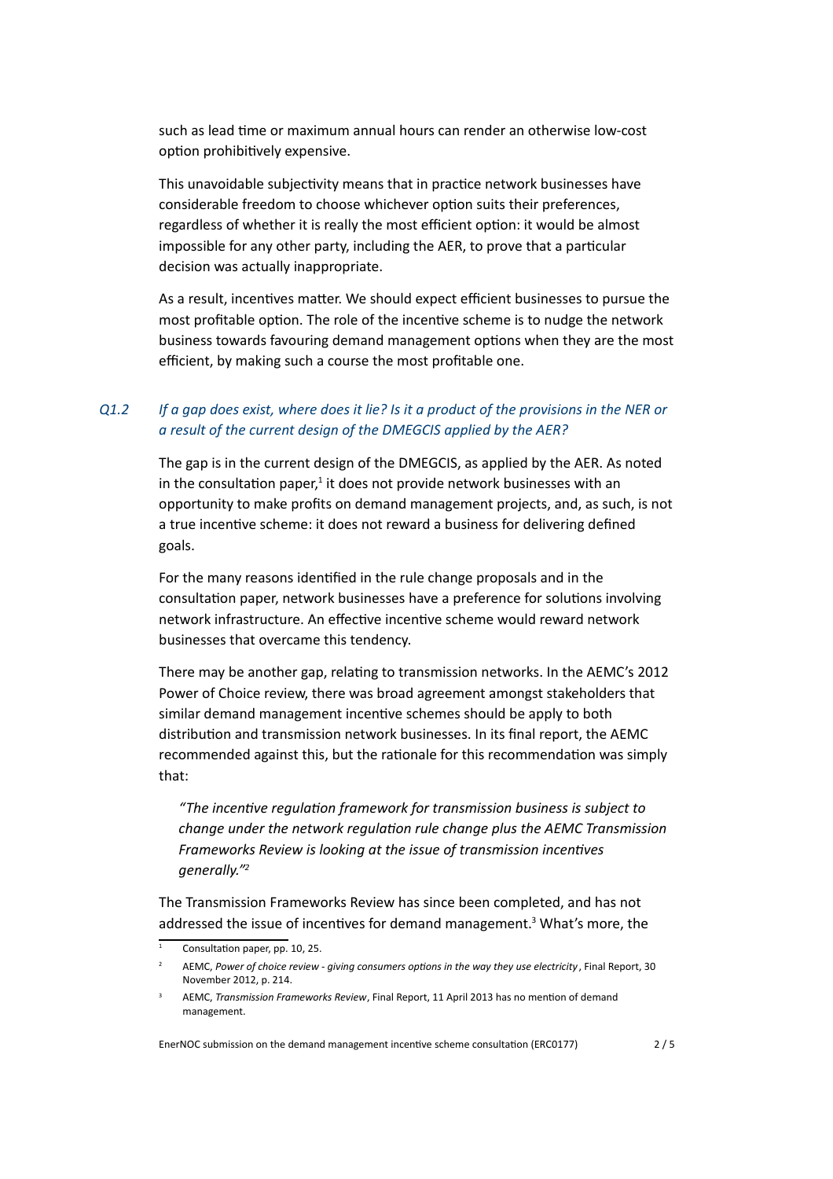such as lead time or maximum annual hours can render an otherwise low-cost option prohibitively expensive.

This unavoidable subjectivity means that in practice network businesses have considerable freedom to choose whichever option suits their preferences, regardless of whether it is really the most efficient option: it would be almost impossible for any other party, including the AER, to prove that a particular decision was actually inappropriate.

As a result, incentives matter. We should expect efficient businesses to pursue the most profitable option. The role of the incentive scheme is to nudge the network business towards favouring demand management options when they are the most efficient, by making such a course the most profitable one.

### *Q1.2 If a gap does exist, where does it lie? Is it a product of the provisions in the NER or a result of the current design of the DMEGCIS applied by the AER?*

The gap is in the current design of the DMEGCIS, as applied by the AER. As noted in the consultation paper,[1] it does not provide network businesses with an opportunity to make profits on demand management projects, and, as such, is not a true incentive scheme: it does not reward a business for delivering defined goals.

For the many reasons identified in the rule change proposals and in the consultation paper, network businesses have a preference for solutions involving network infrastructure. An effective incentive scheme would reward network businesses that overcame this tendency.

There may be another gap, relating to transmission networks. In the AEMC's 2012 Power of Choice review, there was broad agreement amongst stakeholders that similar demand management incentive schemes should be apply to both distribution and transmission network businesses. In its final report, the AEMC recommended against this, but the rationale for this recommendation was simply that:

> *"The incentive regulation framework for transmission business is subject to change under the network regulation rule change plus the AEMC Transmission Frameworks Review is looking at the issue of transmission incentives generally."*[2]

The Transmission Frameworks Review has since been completed, and has not addressed the issue of incentives for demand management.[3] What's more, the

---

[1] Consultation paper, pp. 10, 25.

[2] AEMC, *Power of choice review - giving consumers options in the way they use electricity*, Final Report, 30 November 2012, p. 214.

[3] AEMC, *Transmission Frameworks Review*, Final Report, 11 April 2013 has no mention of demand management.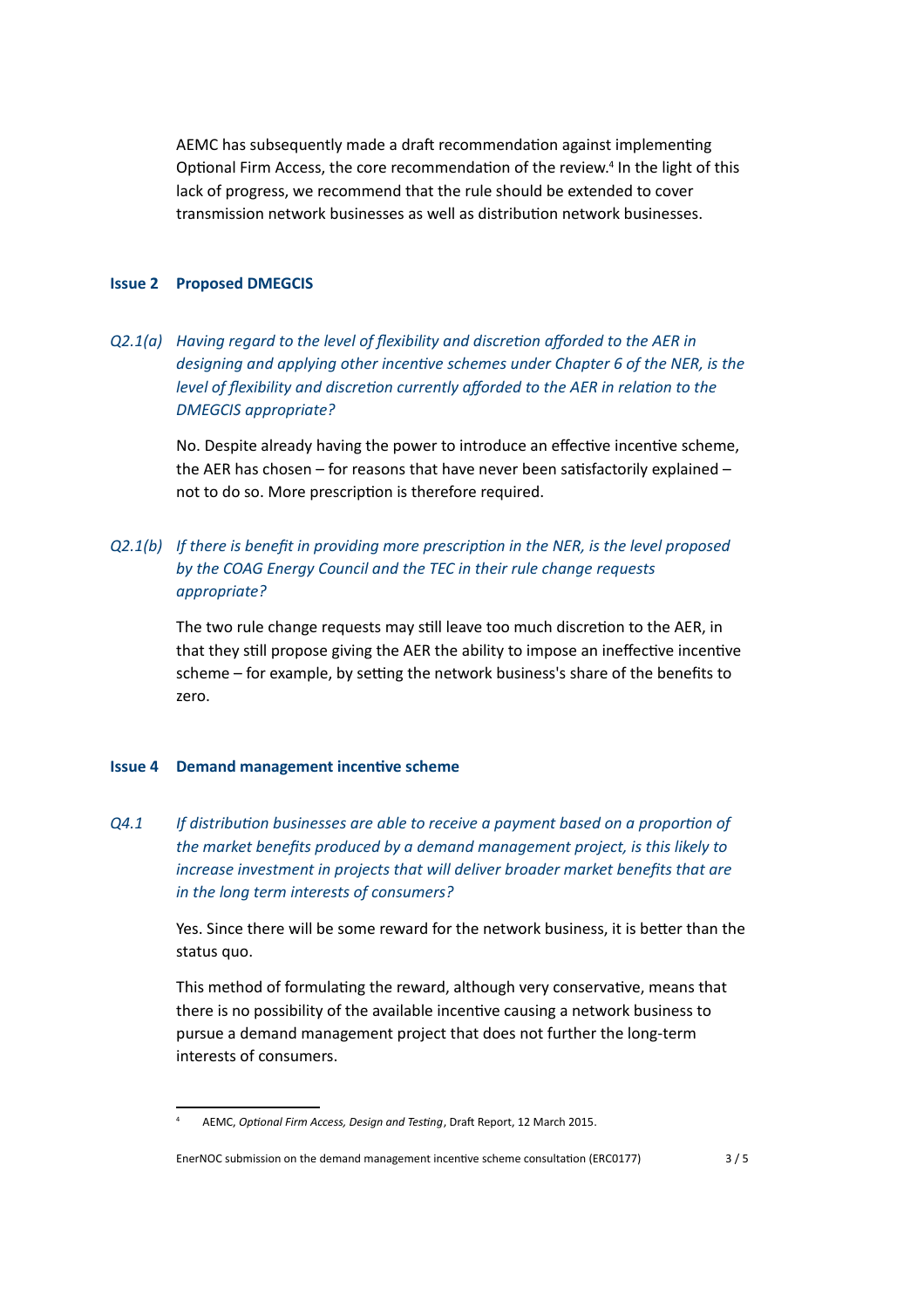AEMC has subsequently made a draft recommendation against implementing Optional Firm Access, the core recommendation of the review.[4] In the light of this lack of progress, we recommend that the rule should be extended to cover transmission network businesses as well as distribution network businesses.

### Issue 2 Proposed DMEGCIS

*Q2.1(a) Having regard to the level of flexibility and discretion afforded to the AER in designing and applying other incentive schemes under Chapter 6 of the NER, is the level of flexibility and discretion currently afforded to the AER in relation to the DMEGCIS appropriate?*

No. Despite already having the power to introduce an effective incentive scheme, the AER has chosen – for reasons that have never been satisfactorily explained – not to do so. More prescription is therefore required.

*Q2.1(b) If there is benefit in providing more prescription in the NER, is the level proposed by the COAG Energy Council and the TEC in their rule change requests appropriate?*

The two rule change requests may still leave too much discretion to the AER, in that they still propose giving the AER the ability to impose an ineffective incentive scheme – for example, by setting the network business's share of the benefits to zero.

### Issue 4 Demand management incentive scheme

*Q4.1 If distribution businesses are able to receive a payment based on a proportion of the market benefits produced by a demand management project, is this likely to increase investment in projects that will deliver broader market benefits that are in the long term interests of consumers?*

Yes. Since there will be some reward for the network business, it is better than the status quo.

This method of formulating the reward, although very conservative, means that there is no possibility of the available incentive causing a network business to pursue a demand management project that does not further the long-term interests of consumers.

---

[4] AEMC, *Optional Firm Access, Design and Testing*, Draft Report, 12 March 2015.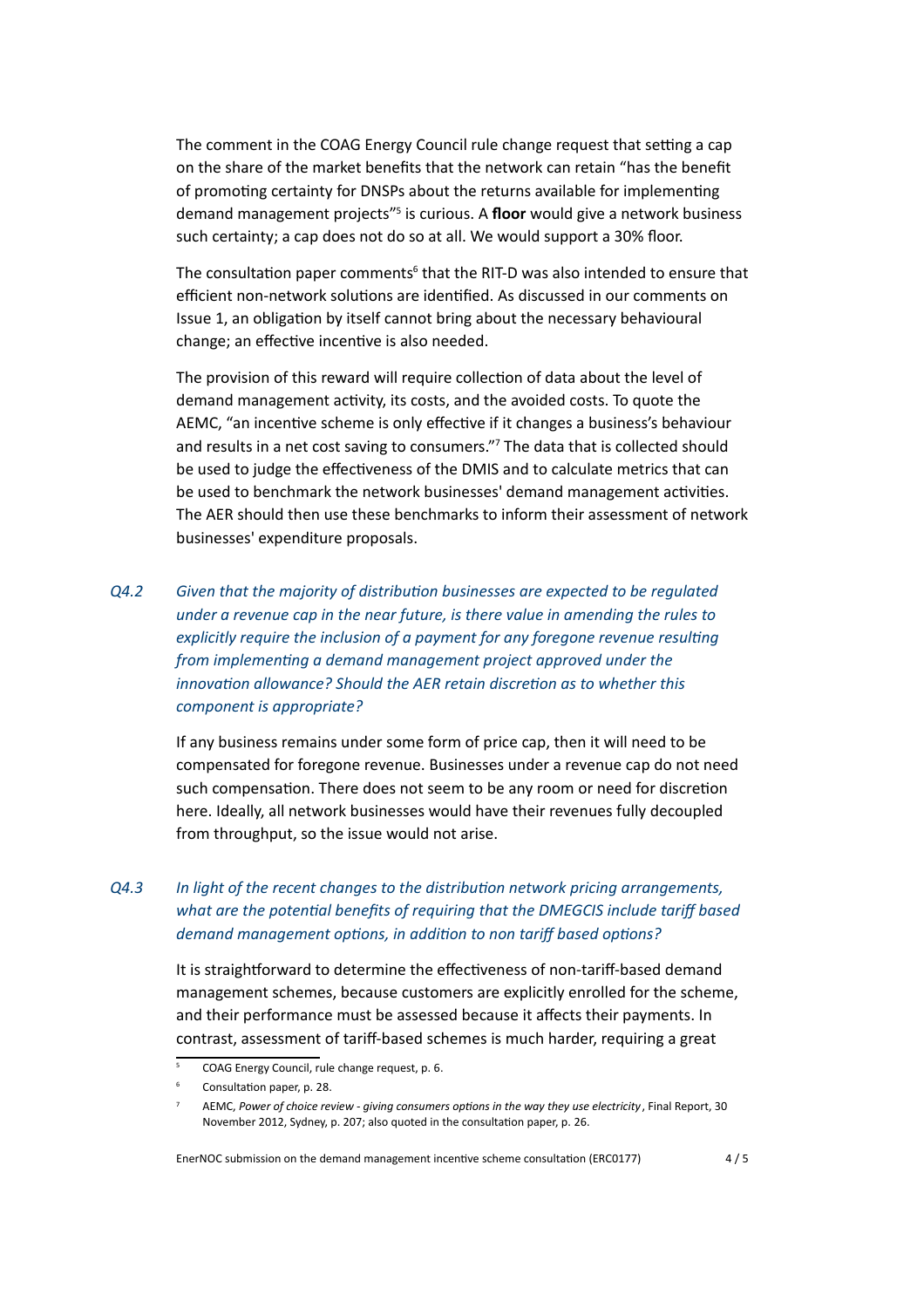The comment in the COAG Energy Council rule change request that setting a cap on the share of the market benefits that the network can retain "has the benefit of promoting certainty for DNSPs about the returns available for implementing demand management projects"[5] is curious. A **floor** would give a network business such certainty; a cap does not do so at all. We would support a 30% floor.

The consultation paper comments[6] that the RIT-D was also intended to ensure that efficient non-network solutions are identified. As discussed in our comments on Issue 1, an obligation by itself cannot bring about the necessary behavioural change; an effective incentive is also needed.

The provision of this reward will require collection of data about the level of demand management activity, its costs, and the avoided costs. To quote the AEMC, "an incentive scheme is only effective if it changes a business's behaviour and results in a net cost saving to consumers."[7] The data that is collected should be used to judge the effectiveness of the DMIS and to calculate metrics that can be used to benchmark the network businesses' demand management activities. The AER should then use these benchmarks to inform their assessment of network businesses' expenditure proposals.

*Q4.2 Given that the majority of distribution businesses are expected to be regulated under a revenue cap in the near future, is there value in amending the rules to explicitly require the inclusion of a payment for any foregone revenue resulting from implementing a demand management project approved under the innovation allowance? Should the AER retain discretion as to whether this component is appropriate?*

If any business remains under some form of price cap, then it will need to be compensated for foregone revenue. Businesses under a revenue cap do not need such compensation. There does not seem to be any room or need for discretion here. Ideally, all network businesses would have their revenues fully decoupled from throughput, so the issue would not arise.

*Q4.3 In light of the recent changes to the distribution network pricing arrangements, what are the potential benefits of requiring that the DMEGCIS include tariff based demand management options, in addition to non tariff based options?*

It is straightforward to determine the effectiveness of non-tariff-based demand management schemes, because customers are explicitly enrolled for the scheme, and their performance must be assessed because it affects their payments. In contrast, assessment of tariff-based schemes is much harder, requiring a great

---

[5] COAG Energy Council, rule change request, p. 6.

[6] Consultation paper, p. 28.

[7] AEMC, *Power of choice review - giving consumers options in the way they use electricity*, Final Report, 30 November 2012, Sydney, p. 207; also quoted in the consultation paper, p. 26.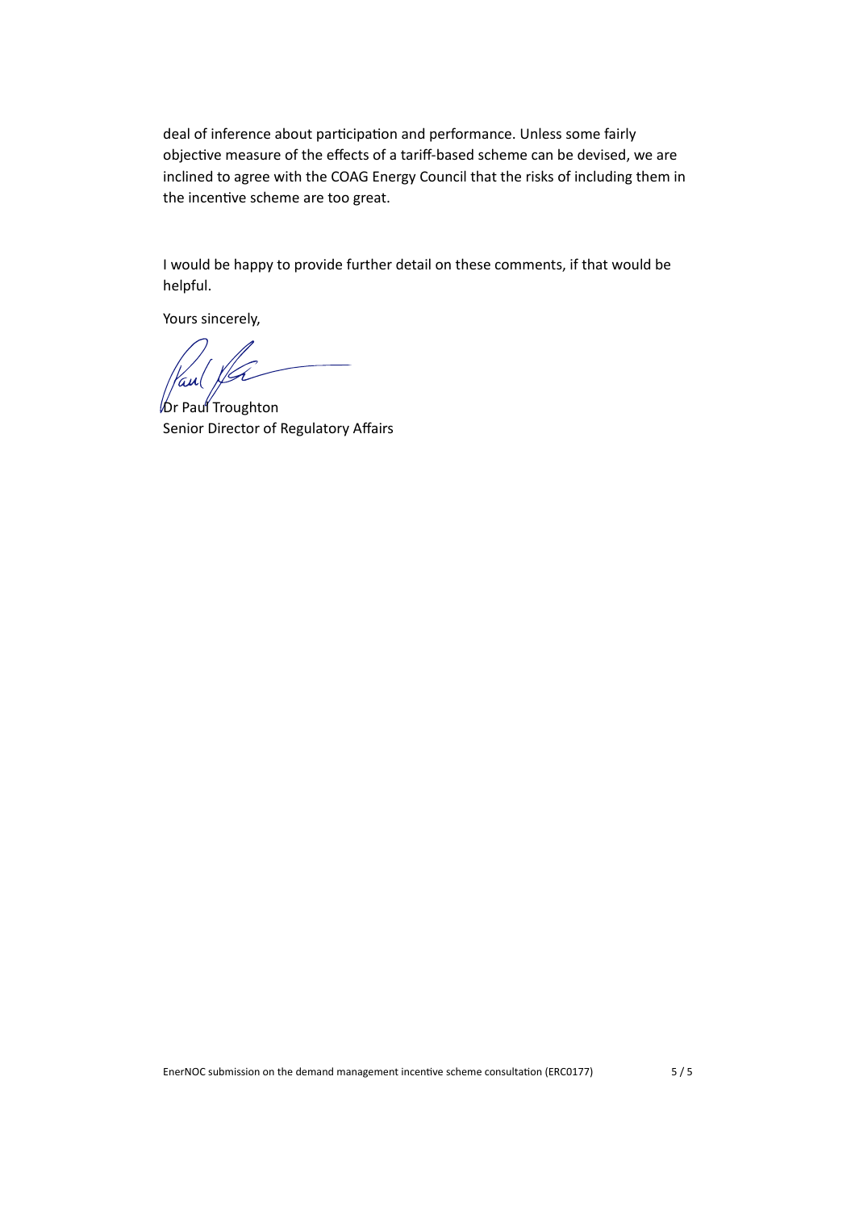deal of inference about participation and performance. Unless some fairly objective measure of the effects of a tariff-based scheme can be devised, we are inclined to agree with the COAG Energy Council that the risks of including them in the incentive scheme are too great.

I would be happy to provide further detail on these comments, if that would be helpful.

Yours sincerely,

Dr Paul Troughton
Senior Director of Regulatory Affairs